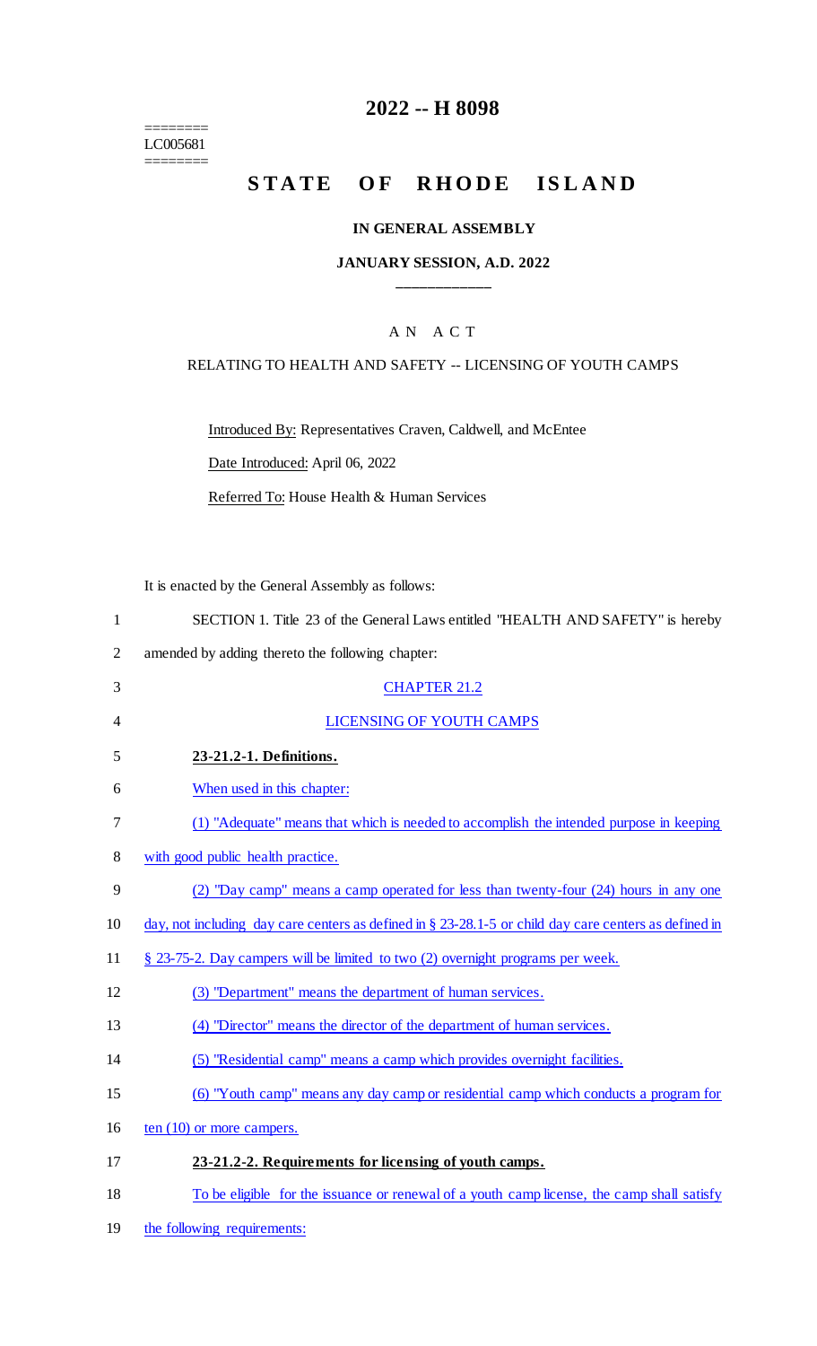# 2022 -- H 8098

========
LC005681
========

## STATE OF RHODE ISLAND

### IN GENERAL ASSEMBLY

### JANUARY SESSION, A.D. 2022

---

A N A C T

RELATING TO HEALTH AND SAFETY -- LICENSING OF YOUTH CAMPS

Introduced By: Representatives Craven, Caldwell, and McEntee

Date Introduced: April 06, 2022

Referred To: House Health & Human Services

It is enacted by the General Assembly as follows:

SECTION 1. Title 23 of the General Laws entitled "HEALTH AND SAFETY" is hereby amended by adding thereto the following chapter:

CHAPTER 21.2

LICENSING OF YOUTH CAMPS

**23-21.2-1. Definitions.**

When used in this chapter:

(1) "Adequate" means that which is needed to accomplish the intended purpose in keeping with good public health practice.

(2) "Day camp" means a camp operated for less than twenty-four (24) hours in any one day, not including day care centers as defined in § 23-28.1-5 or child day care centers as defined in § 23-75-2. Day campers will be limited to two (2) overnight programs per week.

(3) "Department" means the department of human services.

(4) "Director" means the director of the department of human services.

(5) "Residential camp" means a camp which provides overnight facilities.

(6) "Youth camp" means any day camp or residential camp which conducts a program for ten (10) or more campers.

**23-21.2-2. Requirements for licensing of youth camps.**

To be eligible for the issuance or renewal of a youth camp license, the camp shall satisfy the following requirements: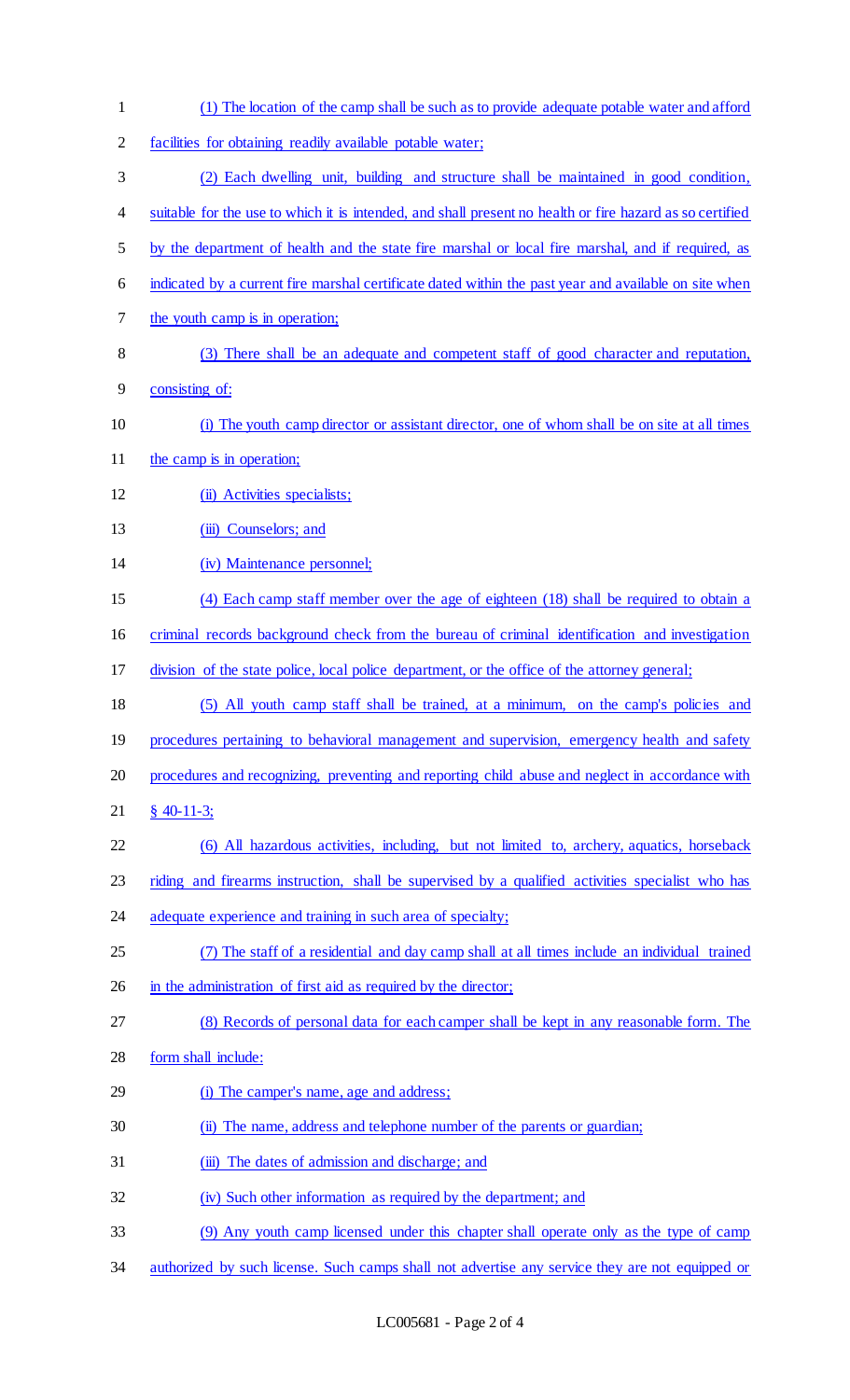(1) The location of the camp shall be such as to provide adequate potable water and afford facilities for obtaining readily available potable water;

(2) Each dwelling unit, building and structure shall be maintained in good condition, suitable for the use to which it is intended, and shall present no health or fire hazard as so certified by the department of health and the state fire marshal or local fire marshal, and if required, as indicated by a current fire marshal certificate dated within the past year and available on site when the youth camp is in operation;

(3) There shall be an adequate and competent staff of good character and reputation, consisting of:

(i) The youth camp director or assistant director, one of whom shall be on site at all times the camp is in operation;

(ii) Activities specialists;

(iii) Counselors; and

(iv) Maintenance personnel;

(4) Each camp staff member over the age of eighteen (18) shall be required to obtain a criminal records background check from the bureau of criminal identification and investigation division of the state police, local police department, or the office of the attorney general;

(5) All youth camp staff shall be trained, at a minimum, on the camp's policies and procedures pertaining to behavioral management and supervision, emergency health and safety procedures and recognizing, preventing and reporting child abuse and neglect in accordance with § 40-11-3;

(6) All hazardous activities, including, but not limited to, archery, aquatics, horseback riding and firearms instruction, shall be supervised by a qualified activities specialist who has adequate experience and training in such area of specialty;

(7) The staff of a residential and day camp shall at all times include an individual trained in the administration of first aid as required by the director;

(8) Records of personal data for each camper shall be kept in any reasonable form. The form shall include:

(i) The camper's name, age and address;

(ii) The name, address and telephone number of the parents or guardian;

(iii) The dates of admission and discharge; and

(iv) Such other information as required by the department; and

(9) Any youth camp licensed under this chapter shall operate only as the type of camp authorized by such license. Such camps shall not advertise any service they are not equipped or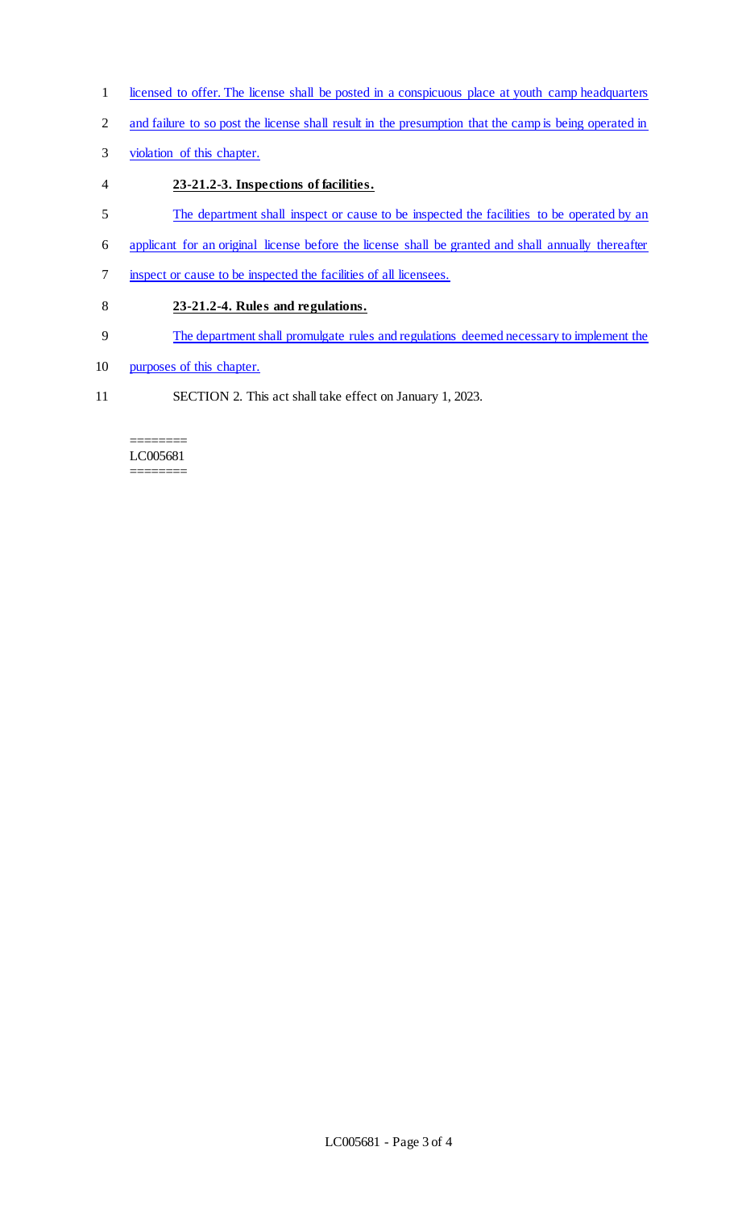licensed to offer. The license shall be posted in a conspicuous place at youth camp headquarters and failure to so post the license shall result in the presumption that the camp is being operated in violation of this chapter.

**23-21.2-3. Inspections of facilities.**

The department shall inspect or cause to be inspected the facilities to be operated by an applicant for an original license before the license shall be granted and shall annually thereafter inspect or cause to be inspected the facilities of all licensees.

**23-21.2-4. Rules and regulations.**

The department shall promulgate rules and regulations deemed necessary to implement the purposes of this chapter.

SECTION 2. This act shall take effect on January 1, 2023.

========
LC005681
========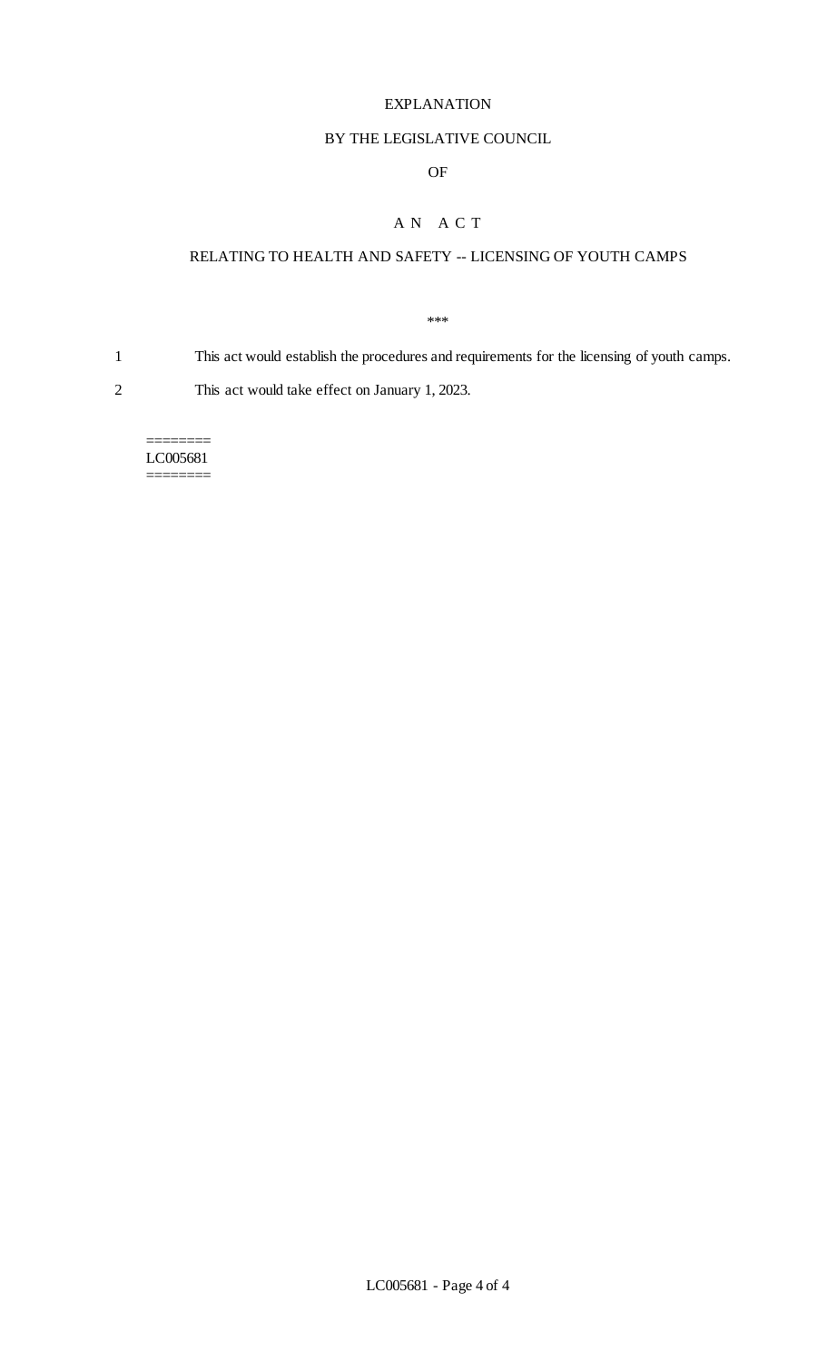EXPLANATION

BY THE LEGISLATIVE COUNCIL

OF

A N A C T

RELATING TO HEALTH AND SAFETY -- LICENSING OF YOUTH CAMPS

\*\*\*

1 This act would establish the procedures and requirements for the licensing of youth camps.

2 This act would take effect on January 1, 2023.

========
LC005681
========